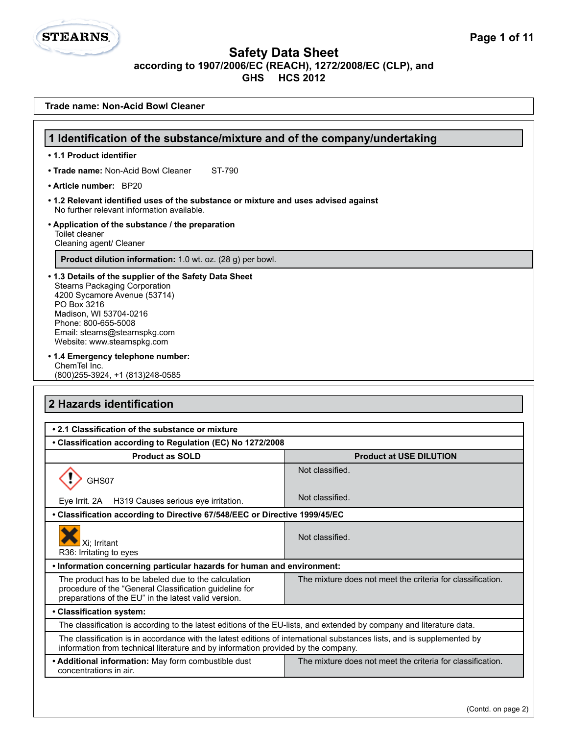# Safety Data Sheet

**according to 1907/2006/EC (REACH), 1272/2008/EC (CLP), and GHS HCS 2012**

**Trade name: Non-Acid Bowl Cleaner**

## 1 Identification of the substance/mixture and of the company/undertaking

- **1.1 Product identifier**
- **Trade name:** Non-Acid Bowl Cleaner ST-790
- **Article number:** BP20
- **1.2 Relevant identified uses of the substance or mixture and uses advised against**
  No further relevant information available.
- **Application of the substance / the preparation**
  Toilet cleaner
  Cleaning agent/ Cleaner

**Product dilution information:** 1.0 wt. oz. (28 g) per bowl.

- **1.3 Details of the supplier of the Safety Data Sheet**
  Stearns Packaging Corporation
  4200 Sycamore Avenue (53714)
  PO Box 3216
  Madison, WI 53704-0216
  Phone: 800-655-5008
  Email: stearns@stearnspkg.com
  Website: www.stearnspkg.com
- **1.4 Emergency telephone number:**
  ChemTel Inc.
  (800)255-3924, +1 (813)248-0585

## 2 Hazards identification

| • 2.1 Classification of the substance or mixture | |
|---|---|
| **• Classification according to Regulation (EC) No 1272/2008** | |
| **Product as SOLD** | **Product at USE DILUTION** |
| GHS07 | Not classified. |
| Eye Irrit. 2A H319 Causes serious eye irritation. | Not classified. |
| **• Classification according to Directive 67/548/EEC or Directive 1999/45/EC** | |
| Xi; Irritant<br>R36: Irritating to eyes | Not classified. |
| **• Information concerning particular hazards for human and environment:** | |
| The product has to be labeled due to the calculation procedure of the "General Classification guideline for preparations of the EU" in the latest version. | The mixture does not meet the criteria for classification. |
| **• Classification system:** | |
| The classification is according to the latest editions of the EU-lists, and extended by company and literature data. | |
| The classification is in accordance with the latest editions of international substances lists, and is supplemented by information from technical literature and by information provided by the company. | |
| **• Additional information:** May form combustible dust concentrations in air. | The mixture does not meet the criteria for classification. |

(Contd. on page 2)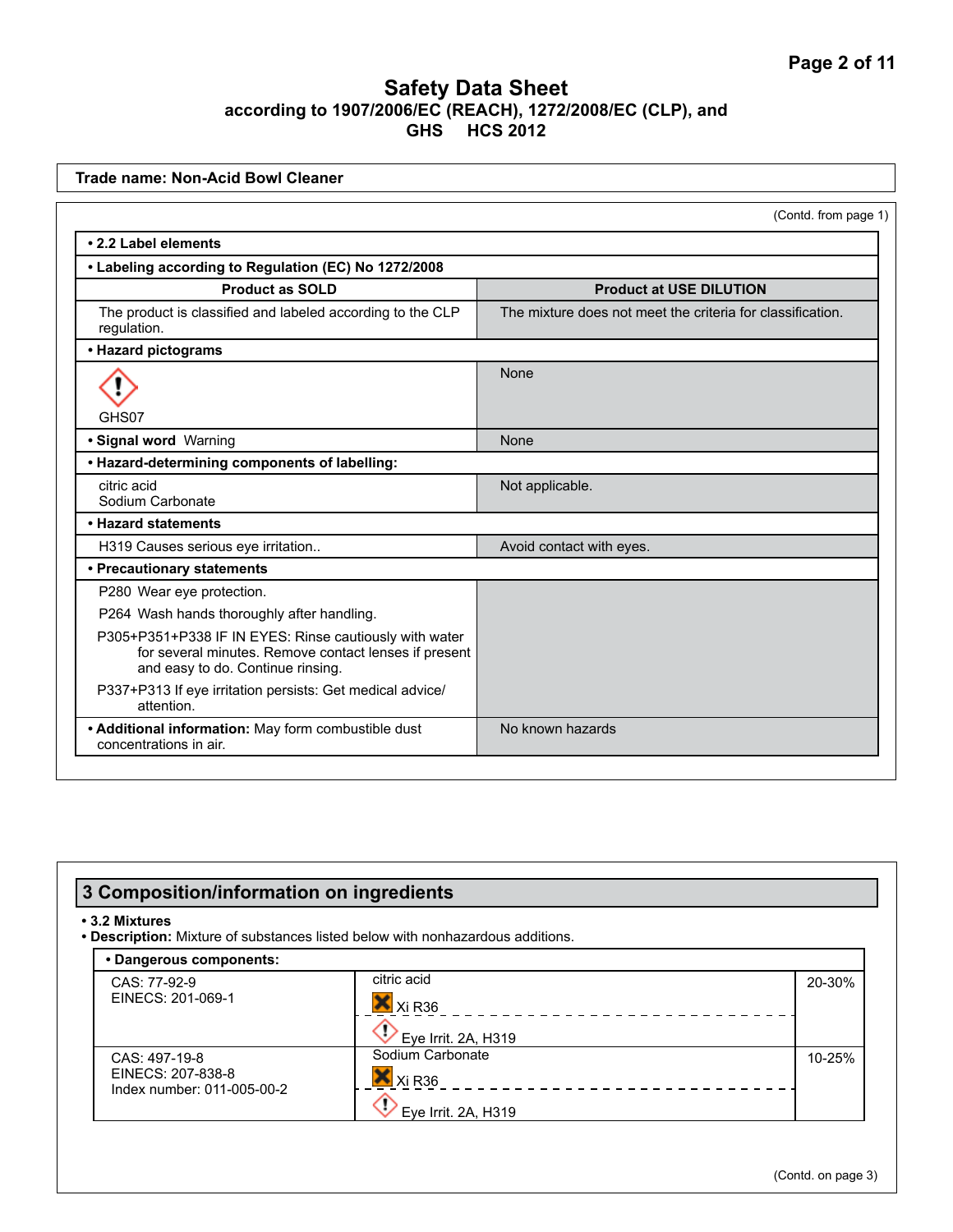**Trade name: Non-Acid Bowl Cleaner**

(Contd. from page 1)

**• 2.2 Label elements**

**• Labeling according to Regulation (EC) No 1272/2008**

| Product as SOLD | Product at USE DILUTION |
|---|---|
| The product is classified and labeled according to the CLP regulation. | The mixture does not meet the criteria for classification. |
| **• Hazard pictograms** | |
| GHS07 | None |
| **• Signal word** Warning | None |
| **• Hazard-determining components of labelling:** | |
| citric acid<br>Sodium Carbonate | Not applicable. |
| **• Hazard statements** | |
| H319 Causes serious eye irritation.. | Avoid contact with eyes. |
| **• Precautionary statements** | |
| P280 Wear eye protection.<br>P264 Wash hands thoroughly after handling.<br>P305+P351+P338 IF IN EYES: Rinse cautiously with water for several minutes. Remove contact lenses if present and easy to do. Continue rinsing.<br>P337+P313 If eye irritation persists: Get medical advice/ attention. | |
| **• Additional information:** May form combustible dust concentrations in air. | No known hazards |

## 3 Composition/information on ingredients

**• 3.2 Mixtures**

**• Description:** Mixture of substances listed below with nonhazardous additions.

| **• Dangerous components:** | | |
|---|---|---|
| CAS: 77-92-9<br>EINECS: 201-069-1 | citric acid<br>Xi R36<br>Eye Irrit. 2A, H319 | 20-30% |
| CAS: 497-19-8<br>EINECS: 207-838-8<br>Index number: 011-005-00-2 | Sodium Carbonate<br>Xi R36<br>Eye Irrit. 2A, H319 | 10-25% |

(Contd. on page 3)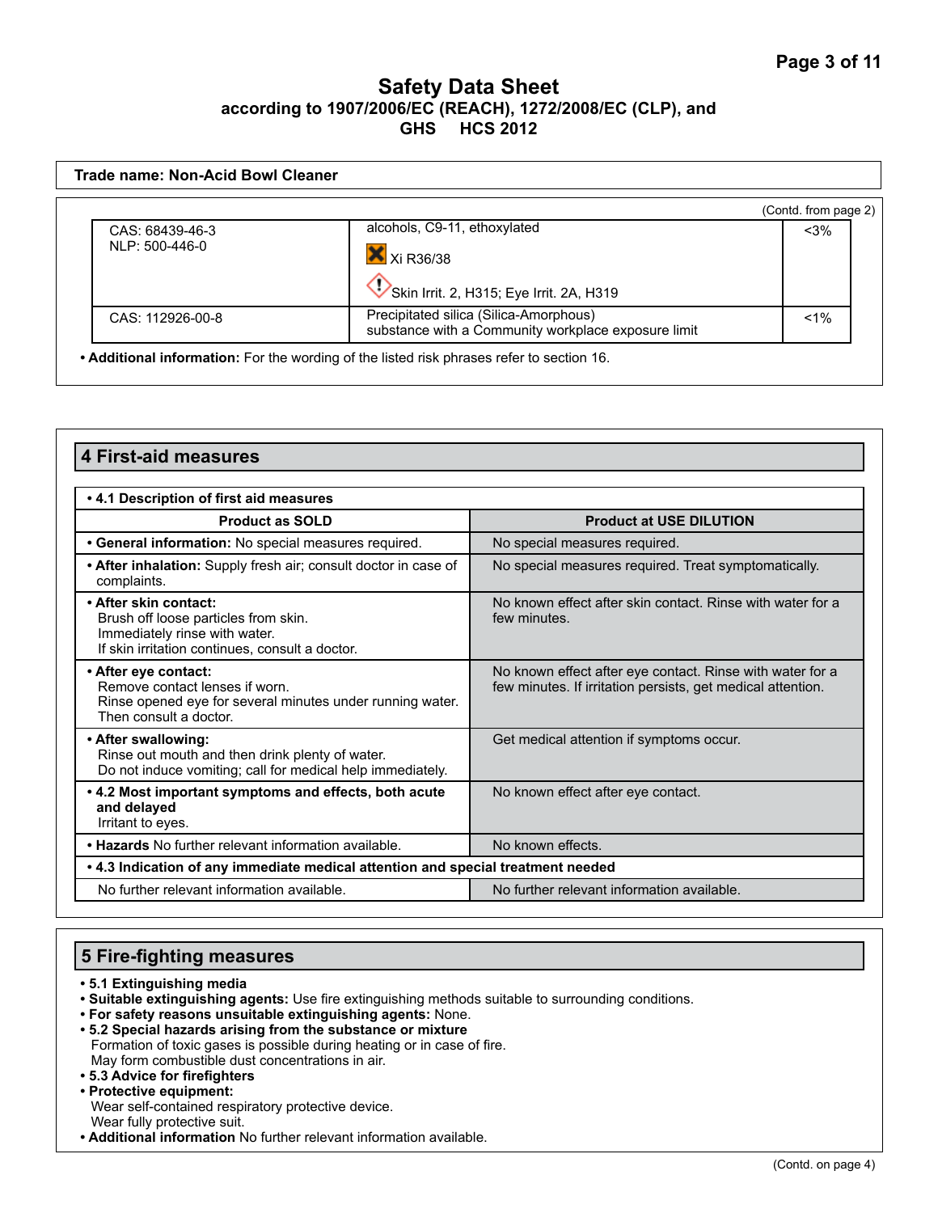**Trade name: Non-Acid Bowl Cleaner**

(Contd. from page 2)

| | | |
|---|---|---|
| CAS: 68439-46-3<br>NLP: 500-446-0 | alcohols, C9-11, ethoxylated<br>Xi R36/38<br>Skin Irrit. 2, H315; Eye Irrit. 2A, H319 | <3% |
| CAS: 112926-00-8 | Precipitated silica (Silica-Amorphous)<br>substance with a Community workplace exposure limit | <1% |

• **Additional information:** For the wording of the listed risk phrases refer to section 16.

## 4 First-aid measures

| • 4.1 Description of first aid measures | |
|---|---|
| **Product as SOLD** | **Product at USE DILUTION** |
| • **General information:** No special measures required. | No special measures required. |
| • **After inhalation:** Supply fresh air; consult doctor in case of complaints. | No special measures required. Treat symptomatically. |
| • **After skin contact:**<br>Brush off loose particles from skin.<br>Immediately rinse with water.<br>If skin irritation continues, consult a doctor. | No known effect after skin contact. Rinse with water for a few minutes. |
| • **After eye contact:**<br>Remove contact lenses if worn.<br>Rinse opened eye for several minutes under running water.<br>Then consult a doctor. | No known effect after eye contact. Rinse with water for a few minutes. If irritation persists, get medical attention. |
| • **After swallowing:**<br>Rinse out mouth and then drink plenty of water.<br>Do not induce vomiting; call for medical help immediately. | Get medical attention if symptoms occur. |
| • **4.2 Most important symptoms and effects, both acute and delayed**<br>Irritant to eyes. | No known effect after eye contact. |
| • **Hazards** No further relevant information available. | No known effects. |
| • **4.3 Indication of any immediate medical attention and special treatment needed** | |
| No further relevant information available. | No further relevant information available. |

## 5 Fire-fighting measures

- **5.1 Extinguishing media**
- **Suitable extinguishing agents:** Use fire extinguishing methods suitable to surrounding conditions.
- **For safety reasons unsuitable extinguishing agents:** None.
- **5.2 Special hazards arising from the substance or mixture**
  Formation of toxic gases is possible during heating or in case of fire.
  May form combustible dust concentrations in air.
- **5.3 Advice for firefighters**
- **Protective equipment:**
  Wear self-contained respiratory protective device.
  Wear fully protective suit.
- **Additional information** No further relevant information available.

(Contd. on page 4)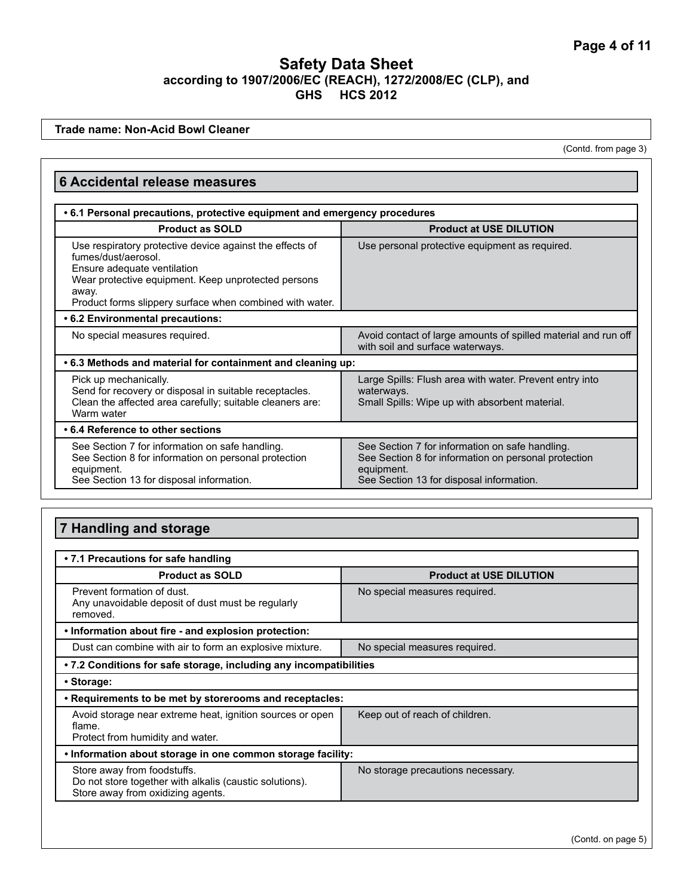**Trade name: Non-Acid Bowl Cleaner**

(Contd. from page 3)

## 6 Accidental release measures

**• 6.1 Personal precautions, protective equipment and emergency procedures**

| Product as SOLD | Product at USE DILUTION |
| --- | --- |
| Use respiratory protective device against the effects of fumes/dust/aerosol.<br>Ensure adequate ventilation<br>Wear protective equipment. Keep unprotected persons away.<br>Product forms slippery surface when combined with water. | Use personal protective equipment as required. |

**• 6.2 Environmental precautions:**

| Product as SOLD | Product at USE DILUTION |
| --- | --- |
| No special measures required. | Avoid contact of large amounts of spilled material and run off with soil and surface waterways. |

**• 6.3 Methods and material for containment and cleaning up:**

| Product as SOLD | Product at USE DILUTION |
| --- | --- |
| Pick up mechanically.<br>Send for recovery or disposal in suitable receptacles.<br>Clean the affected area carefully; suitable cleaners are: Warm water | Large Spills: Flush area with water. Prevent entry into waterways.<br>Small Spills: Wipe up with absorbent material. |

**• 6.4 Reference to other sections**

| Product as SOLD | Product at USE DILUTION |
| --- | --- |
| See Section 7 for information on safe handling.<br>See Section 8 for information on personal protection equipment.<br>See Section 13 for disposal information. | See Section 7 for information on safe handling.<br>See Section 8 for information on personal protection equipment.<br>See Section 13 for disposal information. |

## 7 Handling and storage

**• 7.1 Precautions for safe handling**

| Product as SOLD | Product at USE DILUTION |
| --- | --- |
| Prevent formation of dust.<br>Any unavoidable deposit of dust must be regularly removed. | No special measures required. |

**• Information about fire - and explosion protection:**

| Product as SOLD | Product at USE DILUTION |
| --- | --- |
| Dust can combine with air to form an explosive mixture. | No special measures required. |

**• 7.2 Conditions for safe storage, including any incompatibilities**

**• Storage:**

**• Requirements to be met by storerooms and receptacles:**

| Product as SOLD | Product at USE DILUTION |
| --- | --- |
| Avoid storage near extreme heat, ignition sources or open flame.<br>Protect from humidity and water. | Keep out of reach of children. |

**• Information about storage in one common storage facility:**

| Product as SOLD | Product at USE DILUTION |
| --- | --- |
| Store away from foodstuffs.<br>Do not store together with alkalis (caustic solutions).<br>Store away from oxidizing agents. | No storage precautions necessary. |

(Contd. on page 5)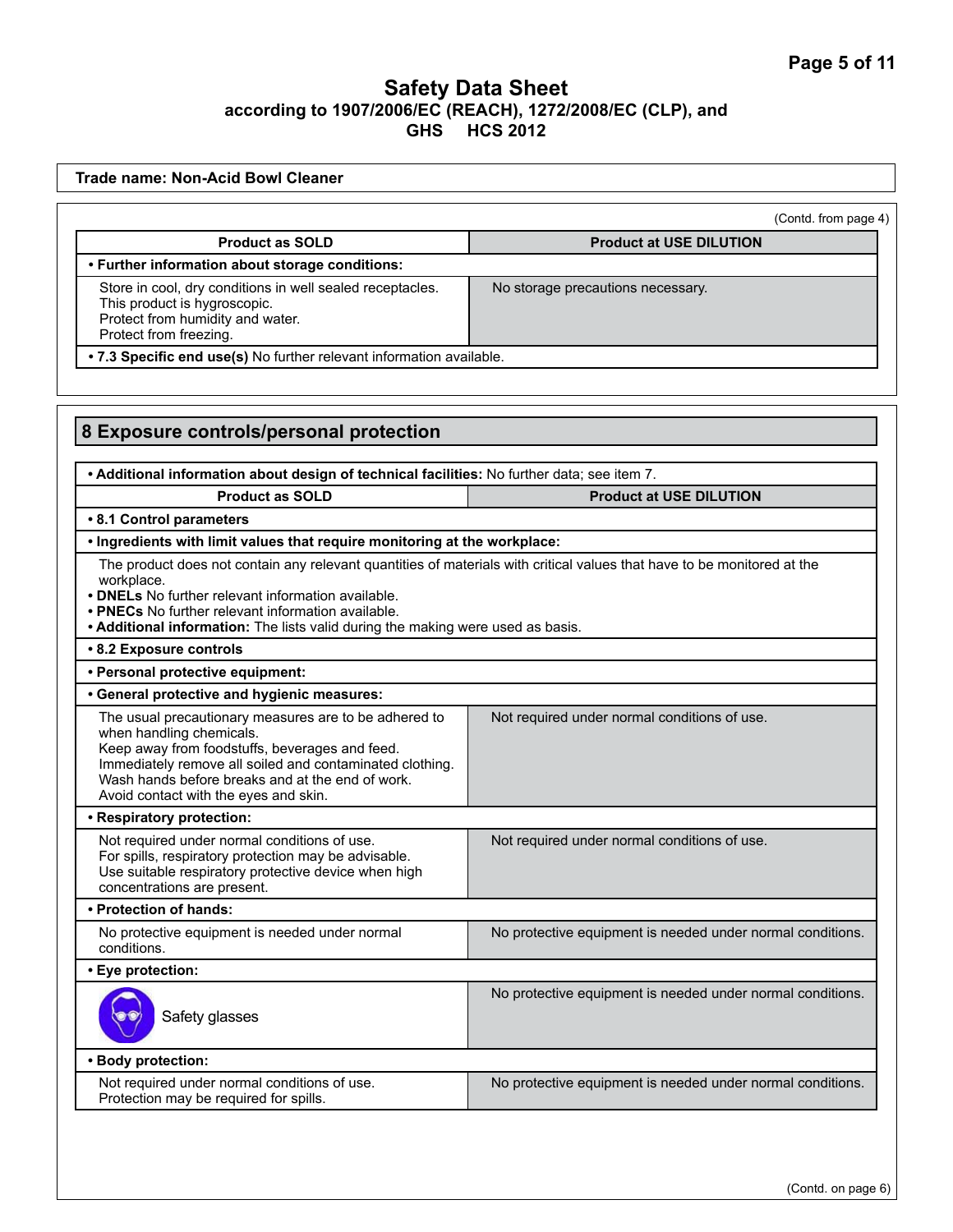**Trade name: Non-Acid Bowl Cleaner**

(Contd. from page 4)

| Product as SOLD | Product at USE DILUTION |
|---|---|
| **• Further information about storage conditions:** | |
| Store in cool, dry conditions in well sealed receptacles.<br>This product is hygroscopic.<br>Protect from humidity and water.<br>Protect from freezing. | No storage precautions necessary. |

**• 7.3 Specific end use(s)** No further relevant information available.

## 8 Exposure controls/personal protection

**• Additional information about design of technical facilities:** No further data; see item 7.

| Product as SOLD | Product at USE DILUTION |
|---|---|
| **• 8.1 Control parameters** | |
| **• Ingredients with limit values that require monitoring at the workplace:** | |
| The product does not contain any relevant quantities of materials with critical values that have to be monitored at the workplace.<br>**• DNELs** No further relevant information available.<br>**• PNECs** No further relevant information available.<br>**• Additional information:** The lists valid during the making were used as basis. | |
| **• 8.2 Exposure controls** | |
| **• Personal protective equipment:** | |
| **• General protective and hygienic measures:** | |
| The usual precautionary measures are to be adhered to when handling chemicals.<br>Keep away from foodstuffs, beverages and feed.<br>Immediately remove all soiled and contaminated clothing.<br>Wash hands before breaks and at the end of work.<br>Avoid contact with the eyes and skin. | Not required under normal conditions of use. |
| **• Respiratory protection:** | |
| Not required under normal conditions of use.<br>For spills, respiratory protection may be advisable.<br>Use suitable respiratory protective device when high concentrations are present. | Not required under normal conditions of use. |
| **• Protection of hands:** | |
| No protective equipment is needed under normal conditions. | No protective equipment is needed under normal conditions. |
| **• Eye protection:** | |
| Safety glasses | No protective equipment is needed under normal conditions. |
| **• Body protection:** | |
| Not required under normal conditions of use.<br>Protection may be required for spills. | No protective equipment is needed under normal conditions. |

(Contd. on page 6)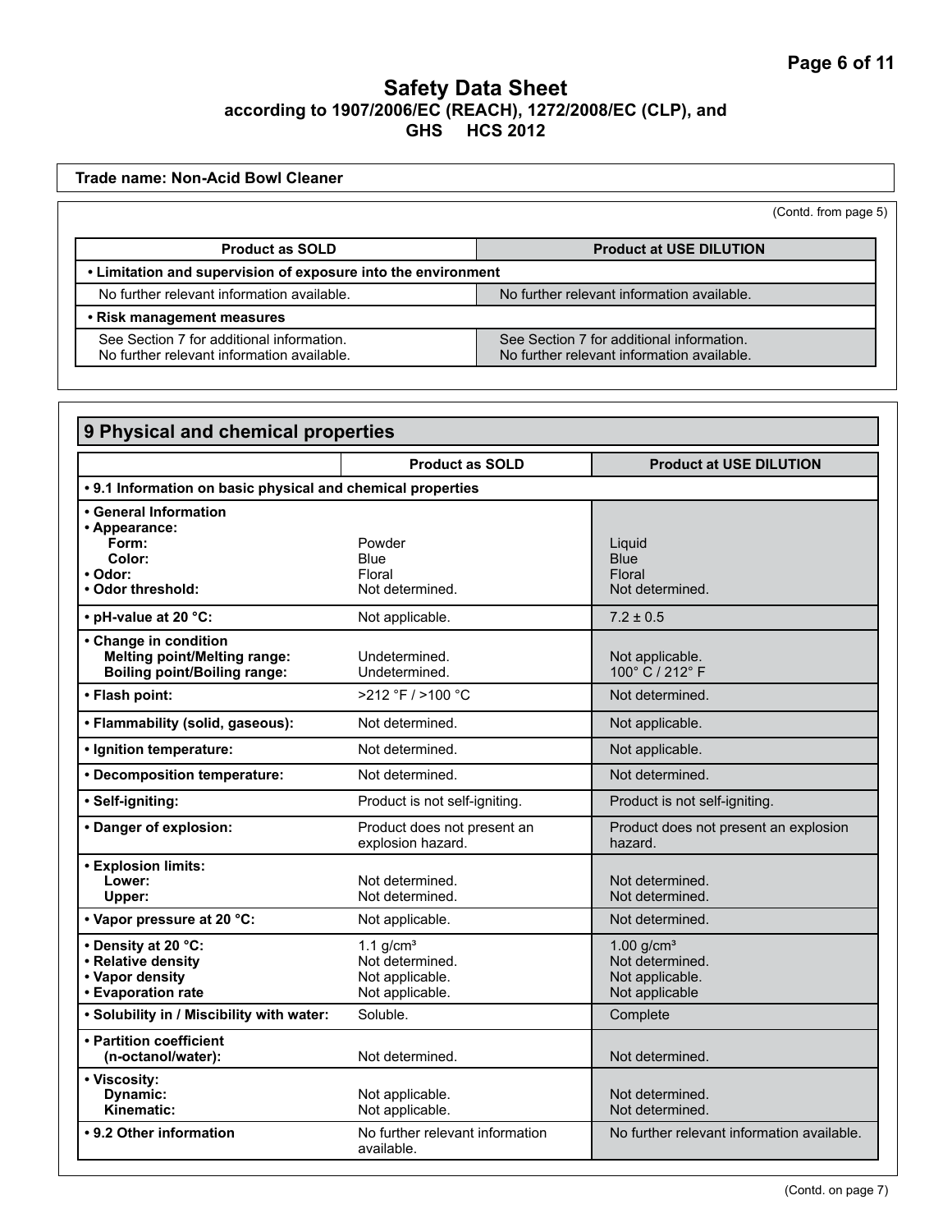**Safety Data Sheet**
**according to 1907/2006/EC (REACH), 1272/2008/EC (CLP), and GHS HCS 2012**

**Trade name: Non-Acid Bowl Cleaner**

(Contd. from page 5)

| Product as SOLD | Product at USE DILUTION |
|---|---|
| **• Limitation and supervision of exposure into the environment** | |
| No further relevant information available. | No further relevant information available. |
| **• Risk management measures** | |
| See Section 7 for additional information.<br>No further relevant information available. | See Section 7 for additional information.<br>No further relevant information available. |

## 9 Physical and chemical properties

| | Product as SOLD | Product at USE DILUTION |
|---|---|---|
| **• 9.1 Information on basic physical and chemical properties** | | |
| **• General Information** | | |
| **• Appearance:** | | |
| **Form:** | Powder | Liquid |
| **Color:** | Blue | Blue |
| **• Odor:** | Floral | Floral |
| **• Odor threshold:** | Not determined. | Not determined. |
| **• pH-value at 20 °C:** | Not applicable. | 7.2 ± 0.5 |
| **• Change in condition** | | |
| **Melting point/Melting range:** | Undetermined. | Not applicable. |
| **Boiling point/Boiling range:** | Undetermined. | 100° C / 212° F |
| **• Flash point:** | >212 °F / >100 °C | Not determined. |
| **• Flammability (solid, gaseous):** | Not determined. | Not applicable. |
| **• Ignition temperature:** | Not determined. | Not applicable. |
| **• Decomposition temperature:** | Not determined. | Not determined. |
| **• Self-igniting:** | Product is not self-igniting. | Product is not self-igniting. |
| **• Danger of explosion:** | Product does not present an explosion hazard. | Product does not present an explosion hazard. |
| **• Explosion limits:** | | |
| **Lower:** | Not determined. | Not determined. |
| **Upper:** | Not determined. | Not determined. |
| **• Vapor pressure at 20 °C:** | Not applicable. | Not determined. |
| **• Density at 20 °C:** | 1.1 g/cm³ | 1.00 g/cm³ |
| **• Relative density** | Not determined. | Not determined. |
| **• Vapor density** | Not applicable. | Not applicable. |
| **• Evaporation rate** | Not applicable. | Not applicable |
| **• Solubility in / Miscibility with water:** | Soluble. | Complete |
| **• Partition coefficient (n-octanol/water):** | Not determined. | Not determined. |
| **• Viscosity:** | | |
| **Dynamic:** | Not applicable. | Not determined. |
| **Kinematic:** | Not applicable. | Not determined. |
| **• 9.2 Other information** | No further relevant information available. | No further relevant information available. |

(Contd. on page 7)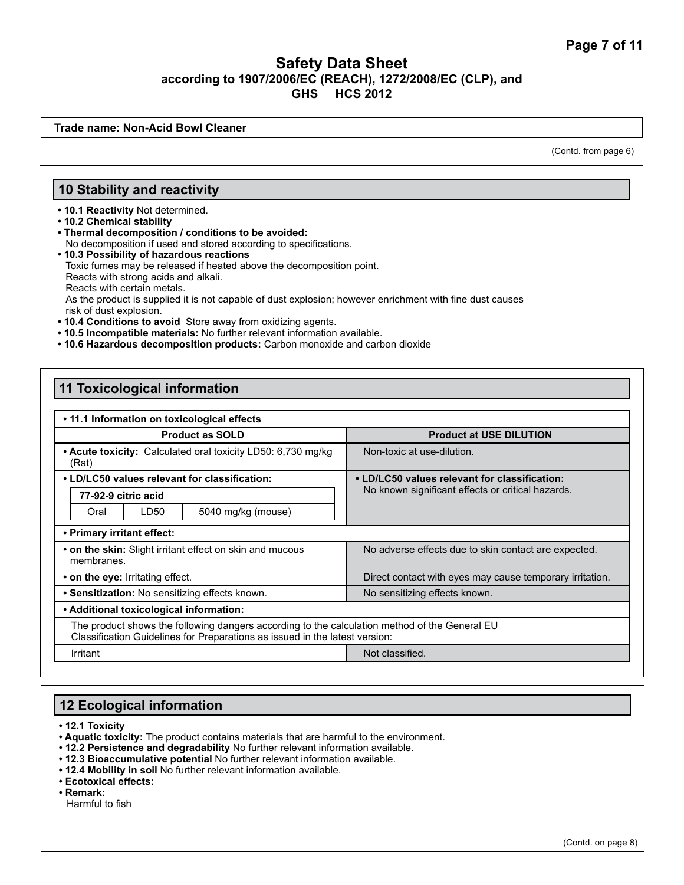# Safety Data Sheet
**according to 1907/2006/EC (REACH), 1272/2008/EC (CLP), and GHS HCS 2012**

**Trade name: Non-Acid Bowl Cleaner**

(Contd. from page 6)

## 10 Stability and reactivity

- **10.1 Reactivity** Not determined.
- **10.2 Chemical stability**
- **Thermal decomposition / conditions to be avoided:**
  No decomposition if used and stored according to specifications.
- **10.3 Possibility of hazardous reactions**
  Toxic fumes may be released if heated above the decomposition point.
  Reacts with strong acids and alkali.
  Reacts with certain metals.
  As the product is supplied it is not capable of dust explosion; however enrichment with fine dust causes risk of dust explosion.
- **10.4 Conditions to avoid** Store away from oxidizing agents.
- **10.5 Incompatible materials:** No further relevant information available.
- **10.6 Hazardous decomposition products:** Carbon monoxide and carbon dioxide

## 11 Toxicological information

| • 11.1 Information on toxicological effects | |
|---|---|
| **Product as SOLD** | **Product at USE DILUTION** |
| • **Acute toxicity:** Calculated oral toxicity LD50: 6,730 mg/kg (Rat) | Non-toxic at use-dilution. |
| • **LD/LC50 values relevant for classification:**<br>**77-92-9 citric acid**<br>Oral \| LD50 \| 5040 mg/kg (mouse) | • **LD/LC50 values relevant for classification:**<br>No known significant effects or critical hazards. |
| • **Primary irritant effect:** | |
| • **on the skin:** Slight irritant effect on skin and mucous membranes. | No adverse effects due to skin contact are expected. |
| • **on the eye:** Irritating effect. | Direct contact with eyes may cause temporary irritation. |
| • **Sensitization:** No sensitizing effects known. | No sensitizing effects known. |
| • **Additional toxicological information:** | |
| The product shows the following dangers according to the calculation method of the General EU Classification Guidelines for Preparations as issued in the latest version: | |
| Irritant | Not classified. |

## 12 Ecological information

- **12.1 Toxicity**
- **Aquatic toxicity:** The product contains materials that are harmful to the environment.
- **12.2 Persistence and degradability** No further relevant information available.
- **12.3 Bioaccumulative potential** No further relevant information available.
- **12.4 Mobility in soil** No further relevant information available.
- **Ecotoxical effects:**
- **Remark:**
  Harmful to fish

(Contd. on page 8)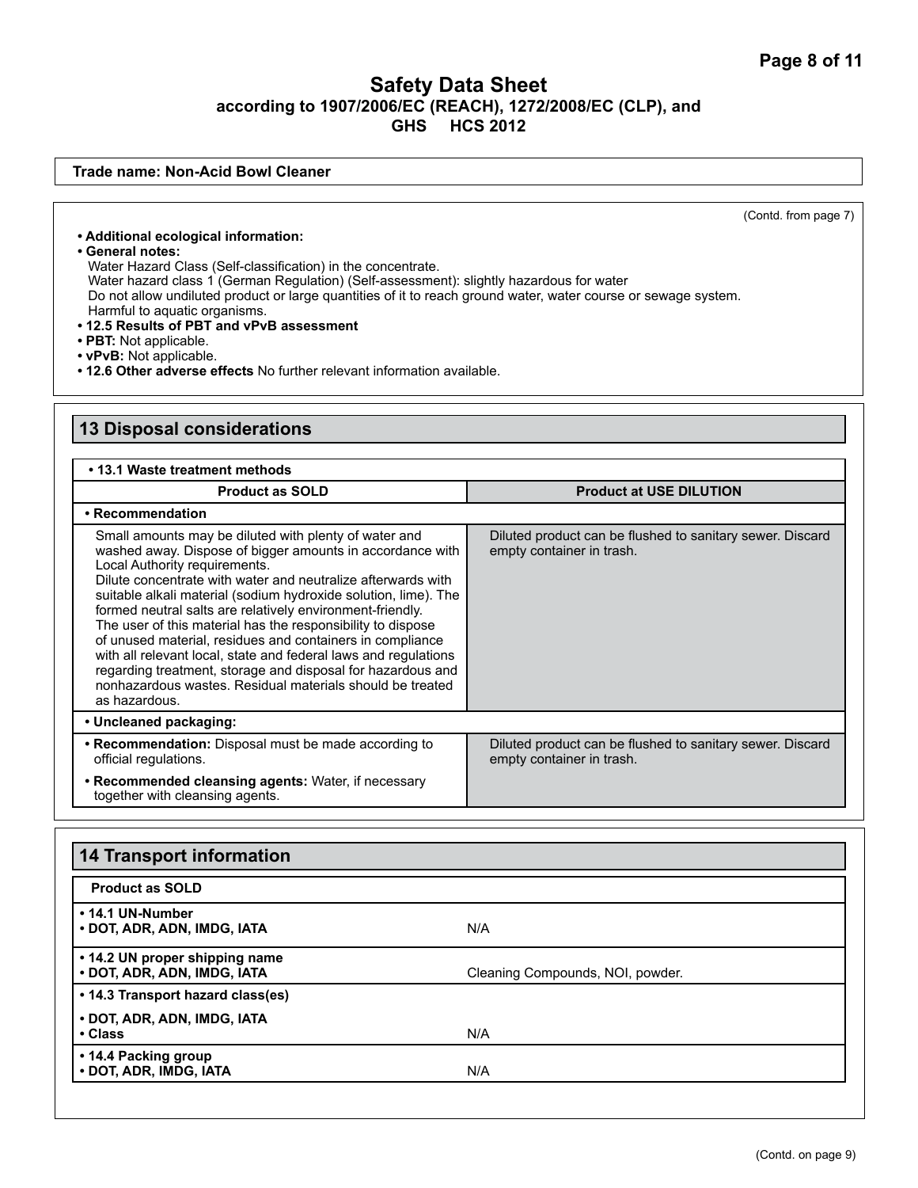**Trade name: Non-Acid Bowl Cleaner**

(Contd. from page 7)

- **Additional ecological information:**
- **General notes:**
  Water Hazard Class (Self-classification) in the concentrate.
  Water hazard class 1 (German Regulation) (Self-assessment): slightly hazardous for water
  Do not allow undiluted product or large quantities of it to reach ground water, water course or sewage system.
  Harmful to aquatic organisms.
- **12.5 Results of PBT and vPvB assessment**
- **PBT:** Not applicable.
- **vPvB:** Not applicable.
- **12.6 Other adverse effects** No further relevant information available.

## 13 Disposal considerations

| • 13.1 Waste treatment methods | |
|---|---|
| **Product as SOLD** | **Product at USE DILUTION** |
| **• Recommendation** | |
| Small amounts may be diluted with plenty of water and washed away. Dispose of bigger amounts in accordance with Local Authority requirements. Dilute concentrate with water and neutralize afterwards with suitable alkali material (sodium hydroxide solution, lime). The formed neutral salts are relatively environment-friendly. The user of this material has the responsibility to dispose of unused material, residues and containers in compliance with all relevant local, state and federal laws and regulations regarding treatment, storage and disposal for hazardous and nonhazardous wastes. Residual materials should be treated as hazardous. | Diluted product can be flushed to sanitary sewer. Discard empty container in trash. |
| **• Uncleaned packaging:** | |
| **• Recommendation:** Disposal must be made according to official regulations. **• Recommended cleansing agents:** Water, if necessary together with cleansing agents. | Diluted product can be flushed to sanitary sewer. Discard empty container in trash. |

## 14 Transport information

| **Product as SOLD** | |
|---|---|
| **• 14.1 UN-Number** **• DOT, ADR, ADN, IMDG, IATA** | N/A |
| **• 14.2 UN proper shipping name** **• DOT, ADR, ADN, IMDG, IATA** | Cleaning Compounds, NOI, powder. |
| **• 14.3 Transport hazard class(es)** **• DOT, ADR, ADN, IMDG, IATA** **• Class** | N/A |
| **• 14.4 Packing group** **• DOT, ADR, IMDG, IATA** | N/A |

(Contd. on page 9)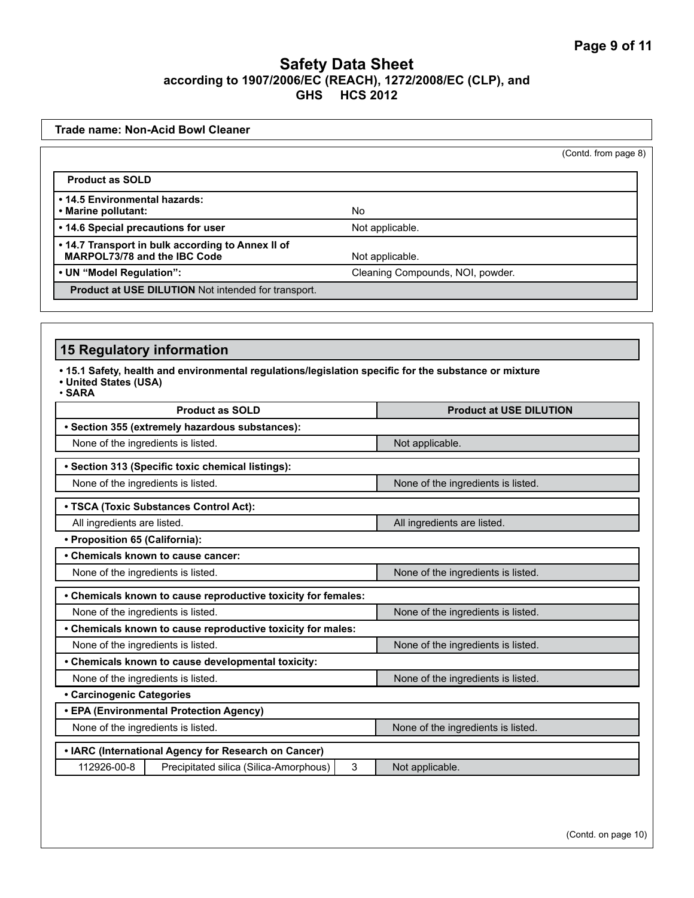# Safety Data Sheet
**according to 1907/2006/EC (REACH), 1272/2008/EC (CLP), and GHS HCS 2012**

**Trade name: Non-Acid Bowl Cleaner**

(Contd. from page 8)

| **Product as SOLD** | |
|---|---|
| **• 14.5 Environmental hazards:**<br>**• Marine pollutant:** | No |
| **• 14.6 Special precautions for user** | Not applicable. |
| **• 14.7 Transport in bulk according to Annex II of MARPOL73/78 and the IBC Code** | Not applicable. |
| **• UN "Model Regulation":** | Cleaning Compounds, NOI, powder. |
| **Product at USE DILUTION** Not intended for transport. | |

## 15 Regulatory information

**• 15.1 Safety, health and environmental regulations/legislation specific for the substance or mixture**
**• United States (USA)**
**• SARA**

| Product as SOLD | | | Product at USE DILUTION |
|---|---|---|---|
| **• Section 355 (extremely hazardous substances):** | | | |
| None of the ingredients is listed. | | | Not applicable. |
| **• Section 313 (Specific toxic chemical listings):** | | | |
| None of the ingredients is listed. | | | None of the ingredients is listed. |
| **• TSCA (Toxic Substances Control Act):** | | | |
| All ingredients are listed. | | | All ingredients are listed. |
| **• Proposition 65 (California):** | | | |
| **• Chemicals known to cause cancer:** | | | |
| None of the ingredients is listed. | | | None of the ingredients is listed. |
| **• Chemicals known to cause reproductive toxicity for females:** | | | |
| None of the ingredients is listed. | | | None of the ingredients is listed. |
| **• Chemicals known to cause reproductive toxicity for males:** | | | |
| None of the ingredients is listed. | | | None of the ingredients is listed. |
| **• Chemicals known to cause developmental toxicity:** | | | |
| None of the ingredients is listed. | | | None of the ingredients is listed. |
| **• Carcinogenic Categories** | | | |
| **• EPA (Environmental Protection Agency)** | | | |
| None of the ingredients is listed. | | | None of the ingredients is listed. |
| **• IARC (International Agency for Research on Cancer)** | | | |
| 112926-00-8 | Precipitated silica (Silica-Amorphous) | 3 | Not applicable. |

(Contd. on page 10)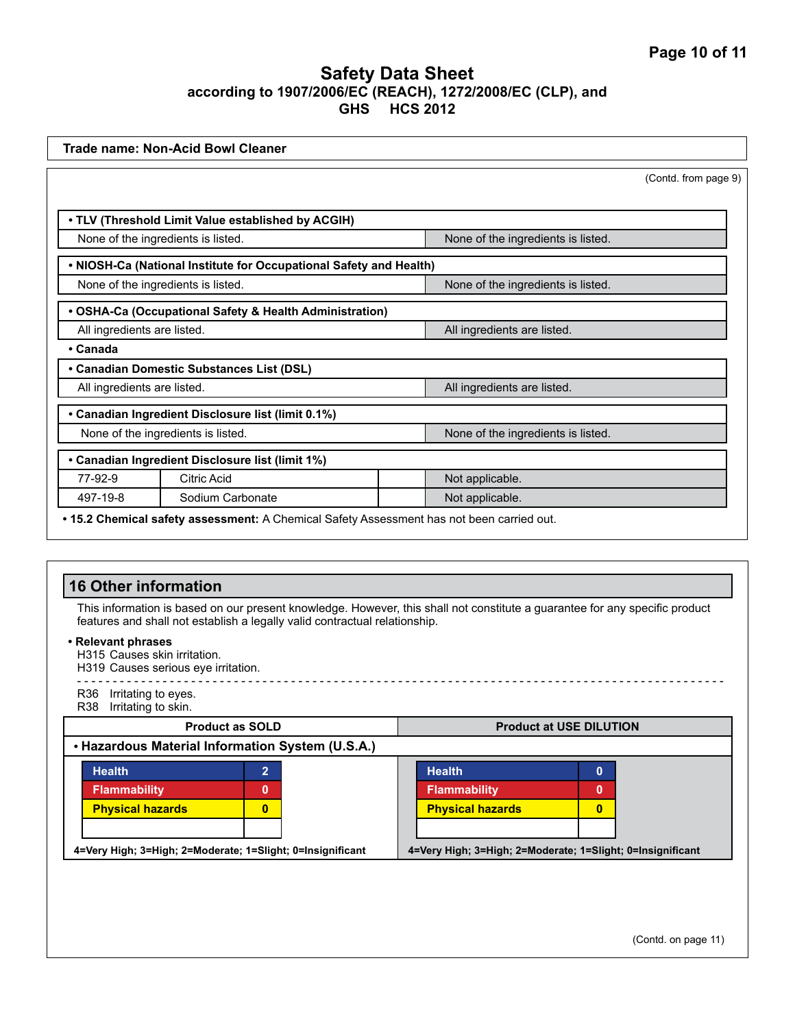**Trade name: Non-Acid Bowl Cleaner**

(Contd. from page 9)

| • TLV (Threshold Limit Value established by ACGIH) | |
|---|---|
| None of the ingredients is listed. | None of the ingredients is listed. |

| • NIOSH-Ca (National Institute for Occupational Safety and Health) | |
|---|---|
| None of the ingredients is listed. | None of the ingredients is listed. |

| • OSHA-Ca (Occupational Safety & Health Administration) | |
|---|---|
| All ingredients are listed. | All ingredients are listed. |

• **Canada**

| • Canadian Domestic Substances List (DSL) | |
|---|---|
| All ingredients are listed. | All ingredients are listed. |

| • Canadian Ingredient Disclosure list (limit 0.1%) | |
|---|---|
| None of the ingredients is listed. | None of the ingredients is listed. |

| • Canadian Ingredient Disclosure list (limit 1%) | | | |
|---|---|---|---|
| 77-92-9 | Citric Acid | | Not applicable. |
| 497-19-8 | Sodium Carbonate | | Not applicable. |

• **15.2 Chemical safety assessment:** A Chemical Safety Assessment has not been carried out.

## 16 Other information

This information is based on our present knowledge. However, this shall not constitute a guarantee for any specific product features and shall not establish a legally valid contractual relationship.

• **Relevant phrases**

H315 Causes skin irritation.
H319 Causes serious eye irritation.

---

R36 Irritating to eyes.
R38 Irritating to skin.

| Product as SOLD | | Product at USE DILUTION | |
|---|---|---|---|
| **• Hazardous Material Information System (U.S.A.)** | | | |
| Health | 2 | Health | 0 |
| Flammability | 0 | Flammability | 0 |
| Physical hazards | 0 | Physical hazards | 0 |
| | | | |
| 4=Very High; 3=High; 2=Moderate; 1=Slight; 0=Insignificant | | 4=Very High; 3=High; 2=Moderate; 1=Slight; 0=Insignificant | |

(Contd. on page 11)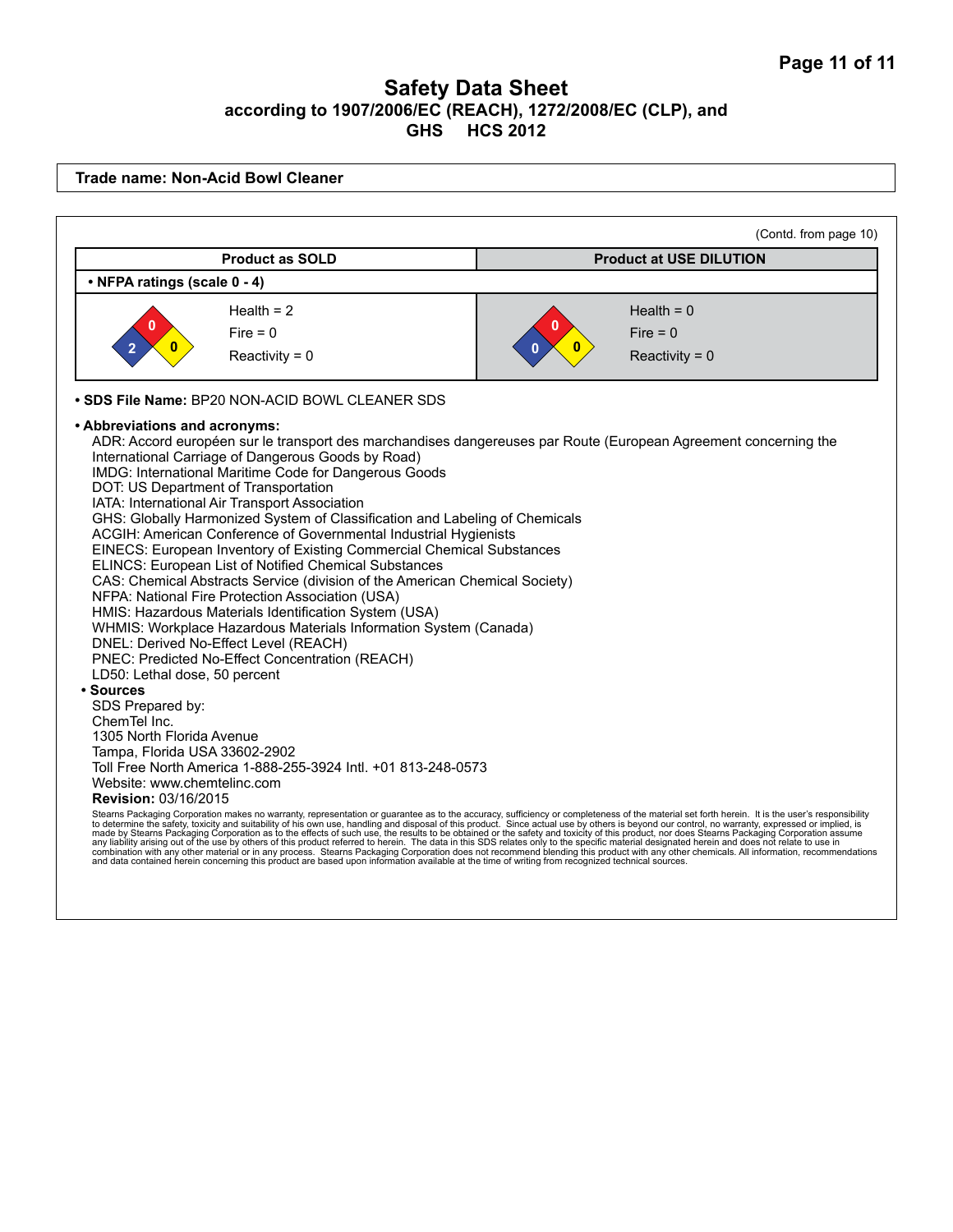# Safety Data Sheet
**according to 1907/2006/EC (REACH), 1272/2008/EC (CLP), and GHS HCS 2012**

**Trade name: Non-Acid Bowl Cleaner**

(Contd. from page 10)

| Product as SOLD | Product at USE DILUTION |
|---|---|
| **• NFPA ratings (scale 0 - 4)** | |
| Health = 2<br>Fire = 0<br>Reactivity = 0 | Health = 0<br>Fire = 0<br>Reactivity = 0 |

- **SDS File Name:** BP20 NON-ACID BOWL CLEANER SDS

- **Abbreviations and acronyms:**
  ADR: Accord européen sur le transport des marchandises dangereuses par Route (European Agreement concerning the International Carriage of Dangerous Goods by Road)
  IMDG: International Maritime Code for Dangerous Goods
  DOT: US Department of Transportation
  IATA: International Air Transport Association
  GHS: Globally Harmonized System of Classification and Labeling of Chemicals
  ACGIH: American Conference of Governmental Industrial Hygienists
  EINECS: European Inventory of Existing Commercial Chemical Substances
  ELINCS: European List of Notified Chemical Substances
  CAS: Chemical Abstracts Service (division of the American Chemical Society)
  NFPA: National Fire Protection Association (USA)
  HMIS: Hazardous Materials Identification System (USA)
  WHMIS: Workplace Hazardous Materials Information System (Canada)
  DNEL: Derived No-Effect Level (REACH)
  PNEC: Predicted No-Effect Concentration (REACH)
  LD50: Lethal dose, 50 percent

- **Sources**
  SDS Prepared by:
  ChemTel Inc.
  1305 North Florida Avenue
  Tampa, Florida USA 33602-2902
  Toll Free North America 1-888-255-3924 Intl. +01 813-248-0573
  Website: www.chemtelinc.com
  **Revision:** 03/16/2015

Stearns Packaging Corporation makes no warranty, representation or guarantee as to the accuracy, sufficiency or completeness of the material set forth herein. It is the user's responsibility to determine the safety, toxicity and suitability of his own use, handling and disposal of this product. Since actual use by others is beyond our control, no warranty, expressed or implied, is made by Stearns Packaging Corporation as to the effects of such use, the results to be obtained or the safety and toxicity of this product, nor does Stearns Packaging Corporation assume any liability arising out of the use by others of this product referred to herein. The data in this SDS relates only to the specific material designated herein and does not relate to use in combination with any other material or in any process. Stearns Packaging Corporation does not recommend blending this product with any other chemicals. All information, recommendations and data contained herein concerning this product are based upon information available at the time of writing from recognized technical sources.